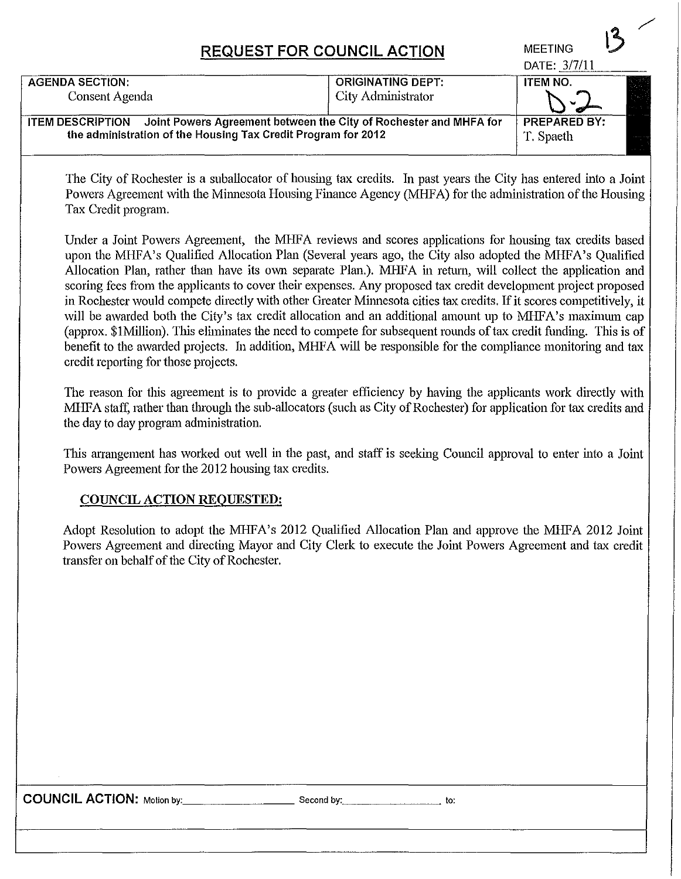# REQUEST FOR COUNCIL ACTION

MEETING DATE: 3/7/11

13

| AGENDA SECTION: | ORIGINATING DEPT: | ITEM NO. |
|---|---|---|
| Consent Agenda | City Administrator | D-2 |
| **ITEM DESCRIPTION** Joint Powers Agreement between the City of Rochester and MHFA for the administration of the Housing Tax Credit Program for 2012 | | **PREPARED BY:** T. Spaeth |

The City of Rochester is a suballocator of housing tax credits. In past years the City has entered into a Joint Powers Agreement with the Minnesota Housing Finance Agency (MHFA) for the administration of the Housing Tax Credit program.

Under a Joint Powers Agreement, the MHFA reviews and scores applications for housing tax credits based upon the MHFA's Qualified Allocation Plan (Several years ago, the City also adopted the MHFA's Qualified Allocation Plan, rather than have its own separate Plan.). MHFA in return, will collect the application and scoring fees from the applicants to cover their expenses. Any proposed tax credit development project proposed in Rochester would compete directly with other Greater Minnesota cities tax credits. If it scores competitively, it will be awarded both the City's tax credit allocation and an additional amount up to MHFA's maximum cap (approx. $1Million). This eliminates the need to compete for subsequent rounds of tax credit funding. This is of benefit to the awarded projects. In addition, MHFA will be responsible for the compliance monitoring and tax credit reporting for those projects.

The reason for this agreement is to provide a greater efficiency by having the applicants work directly with MHFA staff, rather than through the sub-allocators (such as City of Rochester) for application for tax credits and the day to day program administration.

This arrangement has worked out well in the past, and staff is seeking Council approval to enter into a Joint Powers Agreement for the 2012 housing tax credits.

## COUNCIL ACTION REQUESTED:

Adopt Resolution to adopt the MHFA's 2012 Qualified Allocation Plan and approve the MHFA 2012 Joint Powers Agreement and directing Mayor and City Clerk to execute the Joint Powers Agreement and tax credit transfer on behalf of the City of Rochester.

**COUNCIL ACTION:** Motion by:\_\_\_\_\_\_\_\_\_\_ Second by:\_\_\_\_\_\_\_\_\_\_ to: